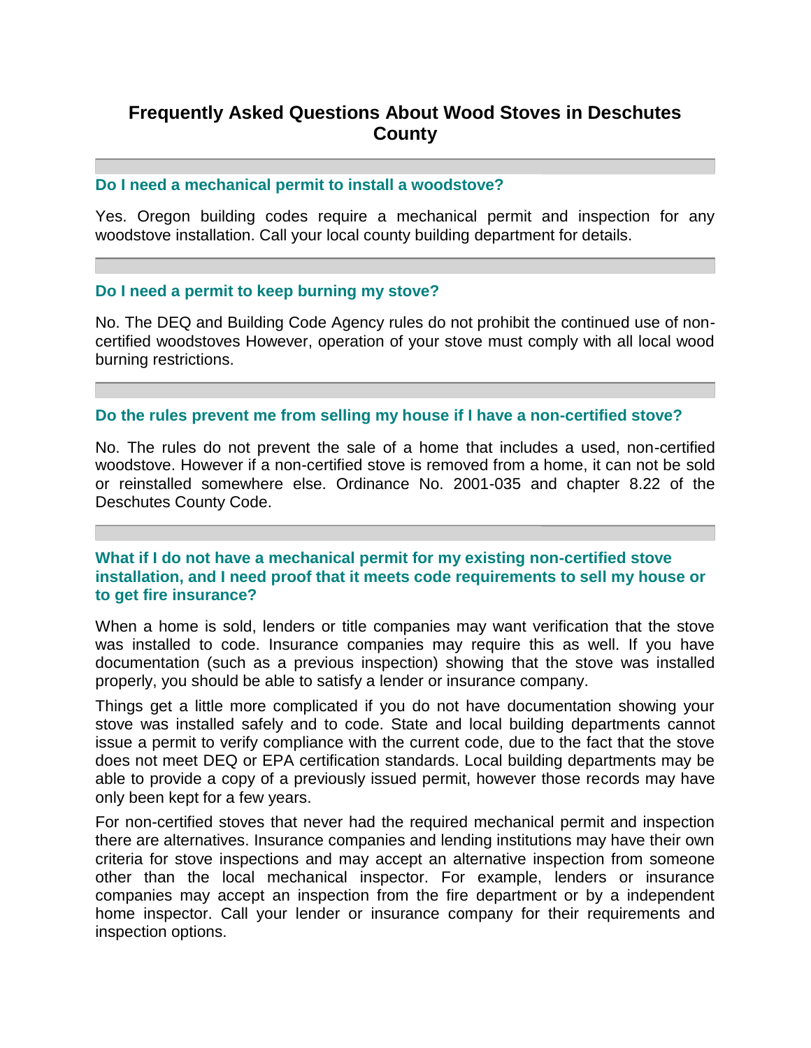# Frequently Asked Questions About Wood Stoves in Deschutes County

### Do I need a mechanical permit to install a woodstove?

Yes. Oregon building codes require a mechanical permit and inspection for any woodstove installation. Call your local county building department for details.

### Do I need a permit to keep burning my stove?

No. The DEQ and Building Code Agency rules do not prohibit the continued use of non-certified woodstoves However, operation of your stove must comply with all local wood burning restrictions.

### Do the rules prevent me from selling my house if I have a non-certified stove?

No. The rules do not prevent the sale of a home that includes a used, non-certified woodstove. However if a non-certified stove is removed from a home, it can not be sold or reinstalled somewhere else. Ordinance No. 2001-035 and chapter 8.22 of the Deschutes County Code.

### What if I do not have a mechanical permit for my existing non-certified stove installation, and I need proof that it meets code requirements to sell my house or to get fire insurance?

When a home is sold, lenders or title companies may want verification that the stove was installed to code. Insurance companies may require this as well. If you have documentation (such as a previous inspection) showing that the stove was installed properly, you should be able to satisfy a lender or insurance company.

Things get a little more complicated if you do not have documentation showing your stove was installed safely and to code. State and local building departments cannot issue a permit to verify compliance with the current code, due to the fact that the stove does not meet DEQ or EPA certification standards. Local building departments may be able to provide a copy of a previously issued permit, however those records may have only been kept for a few years.

For non-certified stoves that never had the required mechanical permit and inspection there are alternatives. Insurance companies and lending institutions may have their own criteria for stove inspections and may accept an alternative inspection from someone other than the local mechanical inspector. For example, lenders or insurance companies may accept an inspection from the fire department or by a independent home inspector. Call your lender or insurance company for their requirements and inspection options.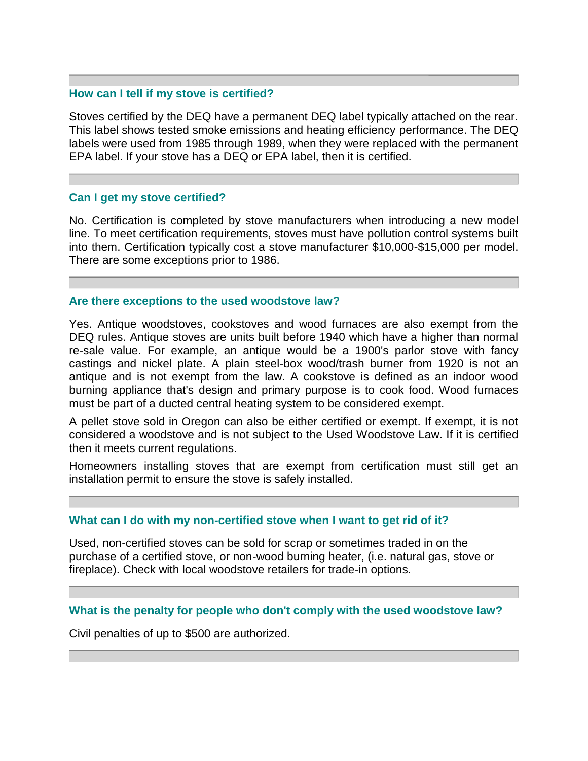### How can I tell if my stove is certified?

Stoves certified by the DEQ have a permanent DEQ label typically attached on the rear. This label shows tested smoke emissions and heating efficiency performance. The DEQ labels were used from 1985 through 1989, when they were replaced with the permanent EPA label. If your stove has a DEQ or EPA label, then it is certified.

### Can I get my stove certified?

No. Certification is completed by stove manufacturers when introducing a new model line. To meet certification requirements, stoves must have pollution control systems built into them. Certification typically cost a stove manufacturer $10,000-$15,000 per model. There are some exceptions prior to 1986.

### Are there exceptions to the used woodstove law?

Yes. Antique woodstoves, cookstoves and wood furnaces are also exempt from the DEQ rules. Antique stoves are units built before 1940 which have a higher than normal re-sale value. For example, an antique would be a 1900's parlor stove with fancy castings and nickel plate. A plain steel-box wood/trash burner from 1920 is not an antique and is not exempt from the law. A cookstove is defined as an indoor wood burning appliance that's design and primary purpose is to cook food. Wood furnaces must be part of a ducted central heating system to be considered exempt.

A pellet stove sold in Oregon can also be either certified or exempt. If exempt, it is not considered a woodstove and is not subject to the Used Woodstove Law. If it is certified then it meets current regulations.

Homeowners installing stoves that are exempt from certification must still get an installation permit to ensure the stove is safely installed.

### What can I do with my non-certified stove when I want to get rid of it?

Used, non-certified stoves can be sold for scrap or sometimes traded in on the purchase of a certified stove, or non-wood burning heater, (i.e. natural gas, stove or fireplace). Check with local woodstove retailers for trade-in options.

### What is the penalty for people who don't comply with the used woodstove law?

Civil penalties of up to $500 are authorized.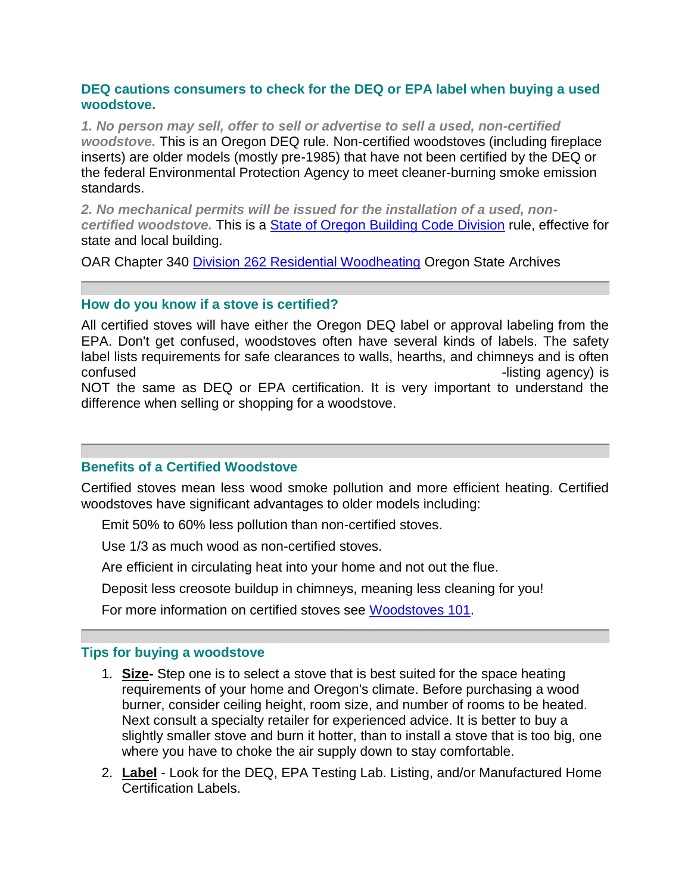## DEQ cautions consumers to check for the DEQ or EPA label when buying a used woodstove.

***1. No person may sell, offer to sell or advertise to sell a used, non-certified woodstove.*** This is an Oregon DEQ rule. Non-certified woodstoves (including fireplace inserts) are older models (mostly pre-1985) that have not been certified by the DEQ or the federal Environmental Protection Agency to meet cleaner-burning smoke emission standards.

***2. No mechanical permits will be issued for the installation of a used, non-certified woodstove.*** This is a [State of Oregon Building Code Division] rule, effective for state and local building.

OAR Chapter 340 [Division 262 Residential Woodheating] Oregon State Archives

---

## How do you know if a stove is certified?

All certified stoves will have either the Oregon DEQ label or approval labeling from the EPA. Don't get confused, woodstoves often have several kinds of labels. The safety label lists requirements for safe clearances to walls, hearths, and chimneys and is often confused -listing agency) is NOT the same as DEQ or EPA certification. It is very important to understand the difference when selling or shopping for a woodstove.

---

## Benefits of a Certified Woodstove

Certified stoves mean less wood smoke pollution and more efficient heating. Certified woodstoves have significant advantages to older models including:

Emit 50% to 60% less pollution than non-certified stoves.

Use 1/3 as much wood as non-certified stoves.

Are efficient in circulating heat into your home and not out the flue.

Deposit less creosote buildup in chimneys, meaning less cleaning for you!

For more information on certified stoves see [Woodstoves 101].

---

## Tips for buying a woodstove

1. **Size**- Step one is to select a stove that is best suited for the space heating requirements of your home and Oregon's climate. Before purchasing a wood burner, consider ceiling height, room size, and number of rooms to be heated. Next consult a specialty retailer for experienced advice. It is better to buy a slightly smaller stove and burn it hotter, than to install a stove that is too big, one where you have to choke the air supply down to stay comfortable.
2. **Label** - Look for the DEQ, EPA Testing Lab. Listing, and/or Manufactured Home Certification Labels.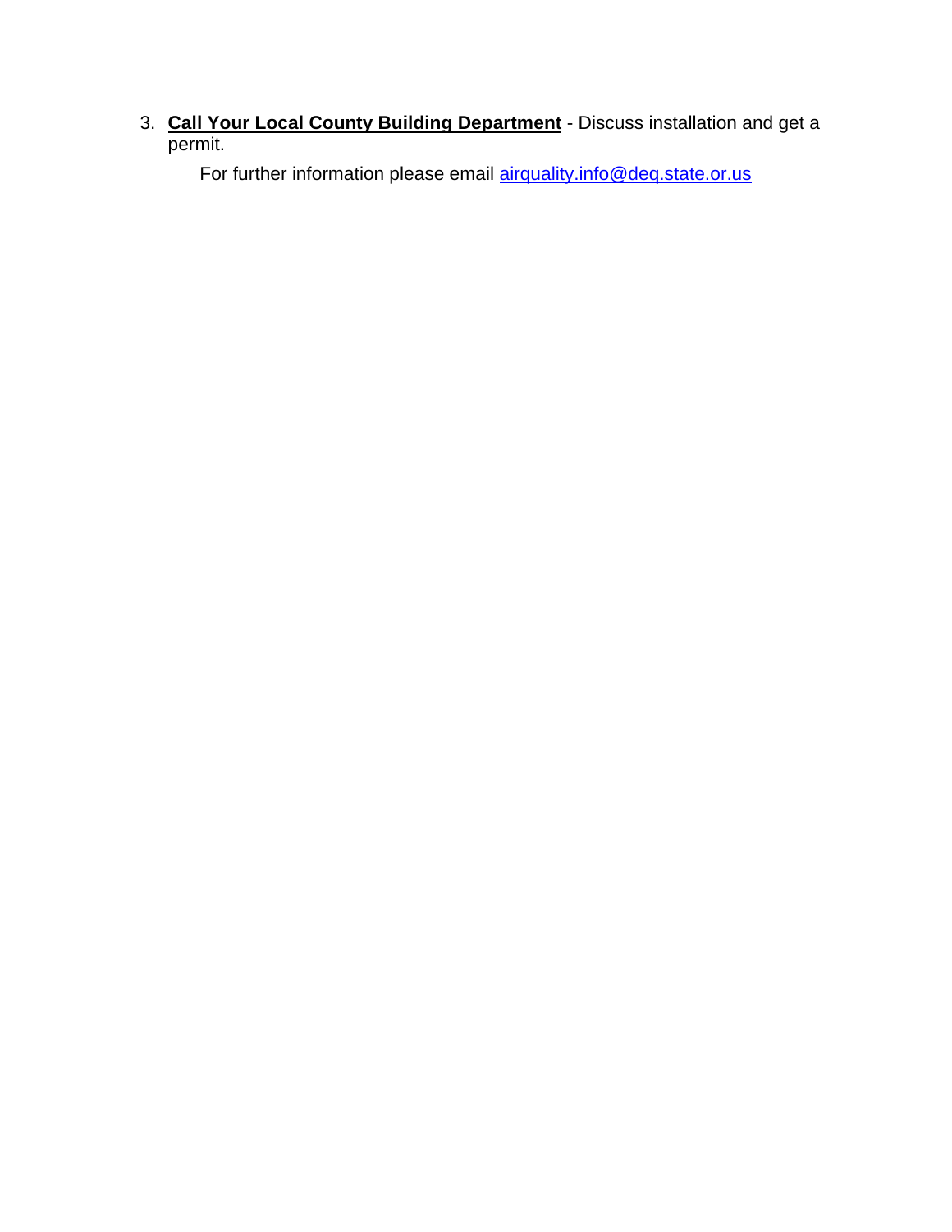3. **Call Your Local County Building Department** - Discuss installation and get a permit.

   For further information please email airquality.info@deq.state.or.us